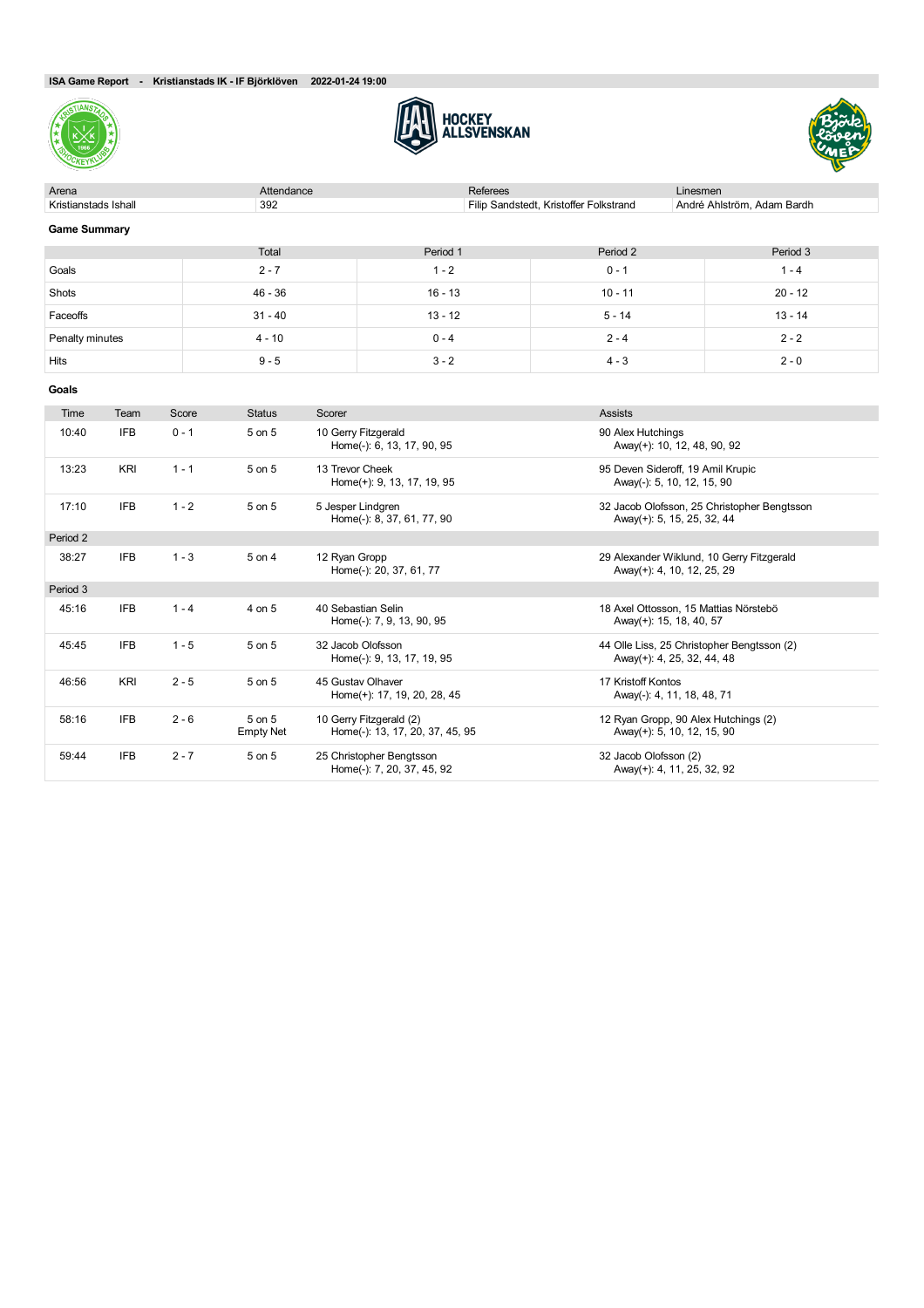**ISA Game Report - Kristianstads IK - IF Björklöven 2022-01-24 19:00**

HOCKEY ALLSVENSKAN

| Arena | Attendance | Referees | Linesmen |
|---|---|---|---|
| Kristianstads Ishall | 392 | Filip Sandstedt, Kristoffer Folkstrand | André Ahlström, Adam Bardh |

### Game Summary

| | Total | Period 1 | Period 2 | Period 3 |
|---|---|---|---|---|
| Goals | 2 - 7 | 1 - 2 | 0 - 1 | 1 - 4 |
| Shots | 46 - 36 | 16 - 13 | 10 - 11 | 20 - 12 |
| Faceoffs | 31 - 40 | 13 - 12 | 5 - 14 | 13 - 14 |
| Penalty minutes | 4 - 10 | 0 - 4 | 2 - 4 | 2 - 2 |
| Hits | 9 - 5 | 3 - 2 | 4 - 3 | 2 - 0 |

### Goals

| Time | Team | Score | Status | Scorer | Assists |
|---|---|---|---|---|---|
| 10:40 | IFB | 0 - 1 | 5 on 5 | 10 Gerry Fitzgerald<br>Home(-): 6, 13, 17, 90, 95 | 90 Alex Hutchings<br>Away(+): 10, 12, 48, 90, 92 |
| 13:23 | KRI | 1 - 1 | 5 on 5 | 13 Trevor Cheek<br>Home(+): 9, 13, 17, 19, 95 | 95 Deven Sideroff, 19 Amil Krupic<br>Away(-): 5, 10, 12, 15, 90 |
| 17:10 | IFB | 1 - 2 | 5 on 5 | 5 Jesper Lindgren<br>Home(-): 8, 37, 61, 77, 90 | 32 Jacob Olofsson, 25 Christopher Bengtsson<br>Away(+): 5, 15, 25, 32, 44 |
| Period 2 | | | | | |
| 38:27 | IFB | 1 - 3 | 5 on 4 | 12 Ryan Gropp<br>Home(-): 20, 37, 61, 77 | 29 Alexander Wiklund, 10 Gerry Fitzgerald<br>Away(+): 4, 10, 12, 25, 29 |
| Period 3 | | | | | |
| 45:16 | IFB | 1 - 4 | 4 on 5 | 40 Sebastian Selin<br>Home(-): 7, 9, 13, 90, 95 | 18 Axel Ottosson, 15 Mattias Nörstebö<br>Away(+): 15, 18, 40, 57 |
| 45:45 | IFB | 1 - 5 | 5 on 5 | 32 Jacob Olofsson<br>Home(-): 9, 13, 17, 19, 95 | 44 Olle Liss, 25 Christopher Bengtsson (2)<br>Away(+): 4, 25, 32, 44, 48 |
| 46:56 | KRI | 2 - 5 | 5 on 5 | 45 Gustav Olhaver<br>Home(+): 17, 19, 20, 28, 45 | 17 Kristoff Kontos<br>Away(-): 4, 11, 18, 48, 71 |
| 58:16 | IFB | 2 - 6 | 5 on 5<br>Empty Net | 10 Gerry Fitzgerald (2)<br>Home(-): 13, 17, 20, 37, 45, 95 | 12 Ryan Gropp, 90 Alex Hutchings (2)<br>Away(+): 5, 10, 12, 15, 90 |
| 59:44 | IFB | 2 - 7 | 5 on 5 | 25 Christopher Bengtsson<br>Home(-): 7, 20, 37, 45, 92 | 32 Jacob Olofsson (2)<br>Away(+): 4, 11, 25, 32, 92 |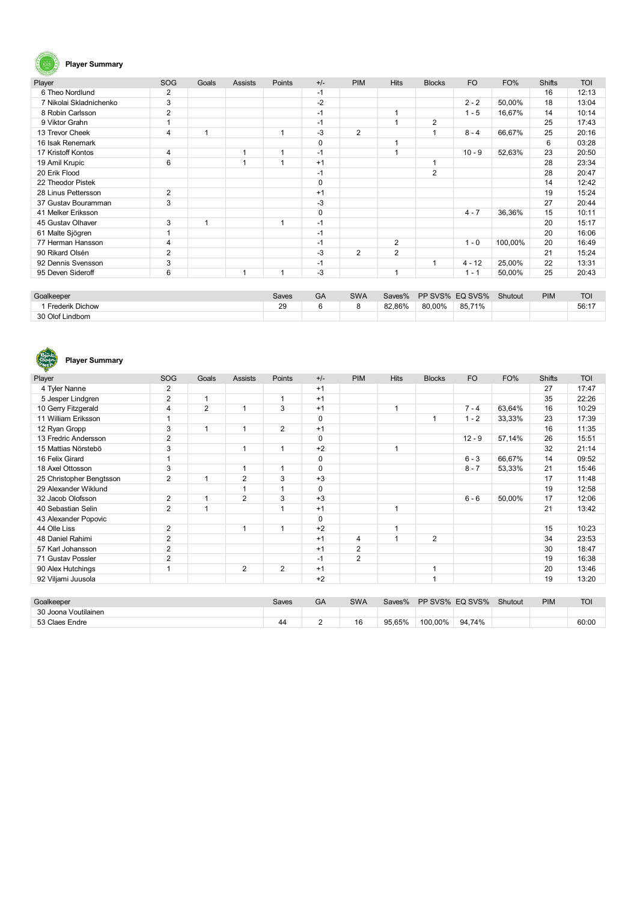## Player Summary

| Player | SOG | Goals | Assists | Points | +/- | PIM | Hits | Blocks | FO | FO% | Shifts | TOI |
|---|---|---|---|---|---|---|---|---|---|---|---|---|
| 6 Theo Nordlund | 2 | | | | -1 | | | | | | 16 | 12:13 |
| 7 Nikolai Skladnichenko | 3 | | | | -2 | | | | 2 - 2 | 50,00% | 18 | 13:04 |
| 8 Robin Carlsson | 2 | | | | -1 | | 1 | | 1 - 5 | 16,67% | 14 | 10:14 |
| 9 Viktor Grahn | 1 | | | | -1 | | 1 | 2 | | | 25 | 17:43 |
| 13 Trevor Cheek | 4 | 1 | | 1 | -3 | 2 | | 1 | 8 - 4 | 66,67% | 25 | 20:16 |
| 16 Isak Renemark | | | | | 0 | | 1 | | | | 6 | 03:28 |
| 17 Kristoff Kontos | 4 | | 1 | 1 | -1 | | 1 | | 10 - 9 | 52,63% | 23 | 20:50 |
| 19 Amil Krupic | 6 | | 1 | 1 | +1 | | | 1 | | | 28 | 23:34 |
| 20 Erik Flood | | | | | -1 | | | 2 | | | 28 | 20:47 |
| 22 Theodor Pistek | | | | | 0 | | | | | | 14 | 12:42 |
| 28 Linus Pettersson | 2 | | | | +1 | | | | | | 19 | 15:24 |
| 37 Gustav Bouramman | 3 | | | | -3 | | | | | | 27 | 20:44 |
| 41 Melker Eriksson | | | | | 0 | | | | 4 - 7 | 36,36% | 15 | 10:11 |
| 45 Gustav Olhaver | 3 | 1 | | 1 | -1 | | | | | | 20 | 15:17 |
| 61 Malte Sjögren | 1 | | | | -1 | | | | | | 20 | 16:06 |
| 77 Herman Hansson | 4 | | | | -1 | | 2 | | 1 - 0 | 100,00% | 20 | 16:49 |
| 90 Rikard Olsén | 2 | | | | -3 | 2 | 2 | | | | 21 | 15:24 |
| 92 Dennis Svensson | 3 | | | | -1 | | | 1 | 4 - 12 | 25,00% | 22 | 13:31 |
| 95 Deven Sideroff | 6 | | 1 | 1 | -3 | | 1 | | 1 - 1 | 50,00% | 25 | 20:43 |

| Goalkeeper | Saves | GA | SWA | Saves% | PP SVS% | EQ SVS% | Shutout | PIM | TOI |
|---|---|---|---|---|---|---|---|---|---|
| 1 Frederik Dichow | 29 | 6 | 8 | 82,86% | 80,00% | 85,71% | | | 56:17 |
| 30 Olof Lindbom | | | | | | | | | |

## Player Summary

| Player | SOG | Goals | Assists | Points | +/- | PIM | Hits | Blocks | FO | FO% | Shifts | TOI |
|---|---|---|---|---|---|---|---|---|---|---|---|---|
| 4 Tyler Nanne | 2 | | | | +1 | | | | | | 27 | 17:47 |
| 5 Jesper Lindgren | 2 | 1 | | 1 | +1 | | | | | | 35 | 22:26 |
| 10 Gerry Fitzgerald | 4 | 2 | 1 | 3 | +1 | | 1 | | 7 - 4 | 63,64% | 16 | 10:29 |
| 11 William Eriksson | 1 | | | | 0 | | | 1 | 1 - 2 | 33,33% | 23 | 17:39 |
| 12 Ryan Gropp | 3 | 1 | 1 | 2 | +1 | | | | | | 16 | 11:35 |
| 13 Fredric Andersson | 2 | | | | 0 | | | | 12 - 9 | 57,14% | 26 | 15:51 |
| 15 Mattias Nörstebö | 3 | | 1 | 1 | +2 | | 1 | | | | 32 | 21:14 |
| 16 Felix Girard | 1 | | | | 0 | | | | 6 - 3 | 66,67% | 14 | 09:52 |
| 18 Axel Ottosson | 3 | | 1 | 1 | 0 | | | | 8 - 7 | 53,33% | 21 | 15:46 |
| 25 Christopher Bengtsson | 2 | 1 | 2 | 3 | +3 | | | | | | 17 | 11:48 |
| 29 Alexander Wiklund | | | 1 | 1 | 0 | | | | | | 19 | 12:58 |
| 32 Jacob Olofsson | 2 | 1 | 2 | 3 | +3 | | | | 6 - 6 | 50,00% | 17 | 12:06 |
| 40 Sebastian Selin | 2 | 1 | | 1 | +1 | | 1 | | | | 21 | 13:42 |
| 43 Alexander Popovic | | | | | 0 | | | | | | | |
| 44 Olle Liss | 2 | | 1 | 1 | +2 | | 1 | | | | 15 | 10:23 |
| 48 Daniel Rahimi | 2 | | | | +1 | 4 | 1 | 2 | | | 34 | 23:53 |
| 57 Karl Johansson | 2 | | | | +1 | 2 | | | | | 30 | 18:47 |
| 71 Gustav Possler | 2 | | | | -1 | 2 | | | | | 19 | 16:38 |
| 90 Alex Hutchings | 1 | | 2 | 2 | +1 | | | 1 | | | 20 | 13:46 |
| 92 Viljami Juusola | | | | | +2 | | | 1 | | | 19 | 13:20 |

| Goalkeeper | Saves | GA | SWA | Saves% | PP SVS% | EQ SVS% | Shutout | PIM | TOI |
|---|---|---|---|---|---|---|---|---|---|
| 30 Joona Voutilainen | | | | | | | | | |
| 53 Claes Endre | 44 | 2 | 16 | 95,65% | 100,00% | 94,74% | | | 60:00 |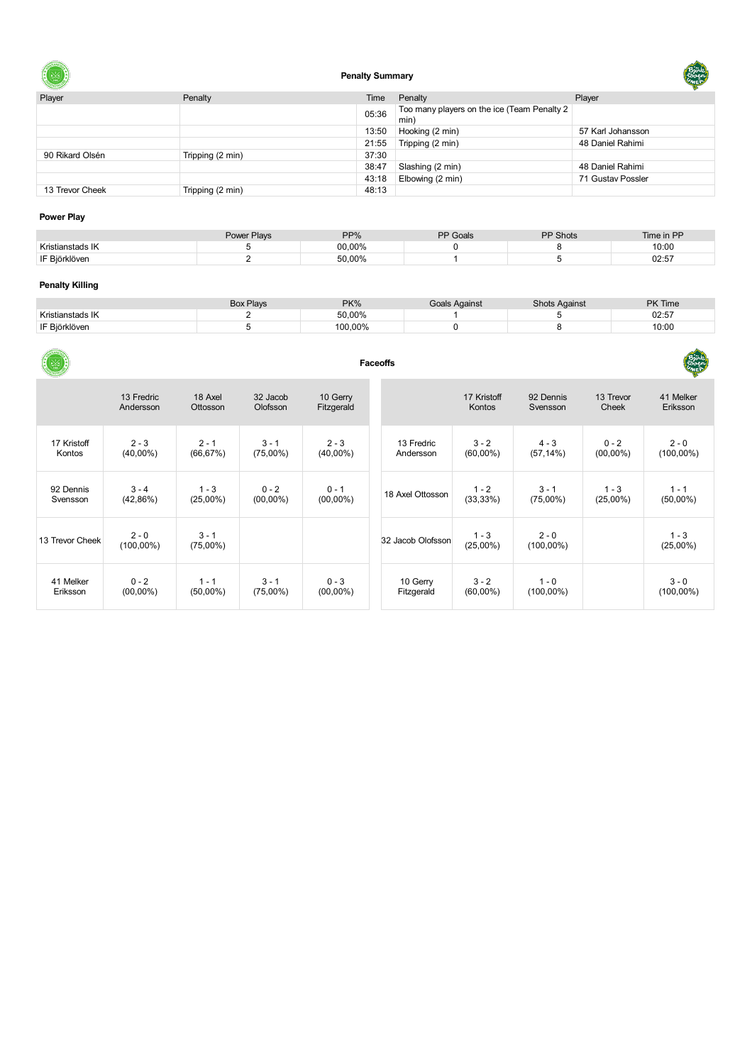## Penalty Summary

| Player | Penalty | Time | Penalty | Player |
|---|---|---|---|---|
| | | 05:36 | Too many players on the ice (Team Penalty 2 min) | |
| | | 13:50 | Hooking (2 min) | 57 Karl Johansson |
| | | 21:55 | Tripping (2 min) | 48 Daniel Rahimi |
| 90 Rikard Olsén | Tripping (2 min) | 37:30 | | |
| | | 38:47 | Slashing (2 min) | 48 Daniel Rahimi |
| | | 43:18 | Elbowing (2 min) | 71 Gustav Possler |
| 13 Trevor Cheek | Tripping (2 min) | 48:13 | | |

### Power Play

| | Power Plays | PP% | PP Goals | PP Shots | Time in PP |
|---|---|---|---|---|---|
| Kristianstads IK | 5 | 00,00% | 0 | 8 | 10:00 |
| IF Björklöven | 2 | 50,00% | 1 | 5 | 02:57 |

### Penalty Killing

| | Box Plays | PK% | Goals Against | Shots Against | PK Time |
|---|---|---|---|---|---|
| Kristianstads IK | 2 | 50,00% | 1 | 5 | 02:57 |
| IF Björklöven | 5 | 100,00% | 0 | 8 | 10:00 |

## Faceoffs

| | 13 Fredric Andersson | 18 Axel Ottosson | 32 Jacob Olofsson | 10 Gerry Fitzgerald |
|---|---|---|---|---|
| 17 Kristoff Kontos | 2 - 3 (40,00%) | 2 - 1 (66,67%) | 3 - 1 (75,00%) | 2 - 3 (40,00%) |
| 92 Dennis Svensson | 3 - 4 (42,86%) | 1 - 3 (25,00%) | 0 - 2 (00,00%) | 0 - 1 (00,00%) |
| 13 Trevor Cheek | 2 - 0 (100,00%) | 3 - 1 (75,00%) | | |
| 41 Melker Eriksson | 0 - 2 (00,00%) | 1 - 1 (50,00%) | 3 - 1 (75,00%) | 0 - 3 (00,00%) |

| | 17 Kristoff Kontos | 92 Dennis Svensson | 13 Trevor Cheek | 41 Melker Eriksson |
|---|---|---|---|---|
| 13 Fredric Andersson | 3 - 2 (60,00%) | 4 - 3 (57,14%) | 0 - 2 (00,00%) | 2 - 0 (100,00%) |
| 18 Axel Ottosson | 1 - 2 (33,33%) | 3 - 1 (75,00%) | 1 - 3 (25,00%) | 1 - 1 (50,00%) |
| 32 Jacob Olofsson | 1 - 3 (25,00%) | 2 - 0 (100,00%) | | 1 - 3 (25,00%) |
| 10 Gerry Fitzgerald | 3 - 2 (60,00%) | 1 - 0 (100,00%) | | 3 - 0 (100,00%) |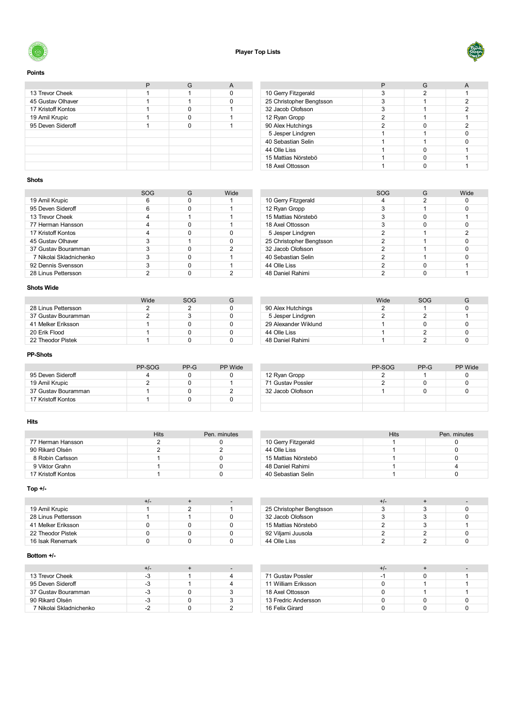# Player Top Lists

## Points

| | P | G | A |
|---|---|---|---|
| 13 Trevor Cheek | 1 | 1 | 0 |
| 45 Gustav Olhaver | 1 | 1 | 0 |
| 17 Kristoff Kontos | 1 | 0 | 1 |
| 19 Amil Krupic | 1 | 0 | 1 |
| 95 Deven Sideroff | 1 | 0 | 1 |
| | | | |
| | | | |
| | | | |
| | | | |
| | | | |

| | P | G | A |
|---|---|---|---|
| 10 Gerry Fitzgerald | 3 | 2 | 1 |
| 25 Christopher Bengtsson | 3 | 1 | 2 |
| 32 Jacob Olofsson | 3 | 1 | 2 |
| 12 Ryan Gropp | 2 | 1 | 1 |
| 90 Alex Hutchings | 2 | 0 | 2 |
| 5 Jesper Lindgren | 1 | 1 | 0 |
| 40 Sebastian Selin | 1 | 1 | 0 |
| 44 Olle Liss | 1 | 0 | 1 |
| 15 Mattias Nörstebö | 1 | 0 | 1 |
| 18 Axel Ottosson | 1 | 0 | 1 |

## Shots

| | SOG | G | Wide |
|---|---|---|---|
| 19 Amil Krupic | 6 | 0 | 1 |
| 95 Deven Sideroff | 6 | 0 | 1 |
| 13 Trevor Cheek | 4 | 1 | 1 |
| 77 Herman Hansson | 4 | 0 | 1 |
| 17 Kristoff Kontos | 4 | 0 | 0 |
| 45 Gustav Olhaver | 3 | 1 | 0 |
| 37 Gustav Bouramman | 3 | 0 | 2 |
| 7 Nikolai Skladnichenko | 3 | 0 | 1 |
| 92 Dennis Svensson | 3 | 0 | 1 |
| 28 Linus Pettersson | 2 | 0 | 2 |

| | SOG | G | Wide |
|---|---|---|---|
| 10 Gerry Fitzgerald | 4 | 2 | 0 |
| 12 Ryan Gropp | 3 | 1 | 0 |
| 15 Mattias Nörstebö | 3 | 0 | 1 |
| 18 Axel Ottosson | 3 | 0 | 0 |
| 5 Jesper Lindgren | 2 | 1 | 2 |
| 25 Christopher Bengtsson | 2 | 1 | 0 |
| 32 Jacob Olofsson | 2 | 1 | 0 |
| 40 Sebastian Selin | 2 | 1 | 0 |
| 44 Olle Liss | 2 | 0 | 1 |
| 48 Daniel Rahimi | 2 | 0 | 1 |

## Shots Wide

| | Wide | SOG | G |
|---|---|---|---|
| 28 Linus Pettersson | 2 | 2 | 0 |
| 37 Gustav Bouramman | 2 | 3 | 0 |
| 41 Melker Eriksson | 1 | 0 | 0 |
| 20 Erik Flood | 1 | 0 | 0 |
| 22 Theodor Pistek | 1 | 0 | 0 |

| | Wide | SOG | G |
|---|---|---|---|
| 90 Alex Hutchings | 2 | 1 | 0 |
| 5 Jesper Lindgren | 2 | 2 | 1 |
| 29 Alexander Wiklund | 1 | 0 | 0 |
| 44 Olle Liss | 1 | 2 | 0 |
| 48 Daniel Rahimi | 1 | 2 | 0 |

## PP-Shots

| | PP-SOG | PP-G | PP Wide |
|---|---|---|---|
| 95 Deven Sideroff | 4 | 0 | 0 |
| 19 Amil Krupic | 2 | 0 | 1 |
| 37 Gustav Bouramman | 1 | 0 | 2 |
| 17 Kristoff Kontos | 1 | 0 | 0 |
| | | | |

| | PP-SOG | PP-G | PP Wide |
|---|---|---|---|
| 12 Ryan Gropp | 2 | 1 | 0 |
| 71 Gustav Possler | 2 | 0 | 0 |
| 32 Jacob Olofsson | 1 | 0 | 0 |
| | | | |
| | | | |

## Hits

| | Hits | Pen. minutes |
|---|---|---|
| 77 Herman Hansson | 2 | 0 |
| 90 Rikard Olsén | 2 | 2 |
| 8 Robin Carlsson | 1 | 0 |
| 9 Viktor Grahn | 1 | 0 |
| 17 Kristoff Kontos | 1 | 0 |

| | Hits | Pen. minutes |
|---|---|---|
| 10 Gerry Fitzgerald | 1 | 0 |
| 44 Olle Liss | 1 | 0 |
| 15 Mattias Nörstebö | 1 | 0 |
| 48 Daniel Rahimi | 1 | 4 |
| 40 Sebastian Selin | 1 | 0 |

## Top +/-

| | +/- | + | - |
|---|---|---|---|
| 19 Amil Krupic | 1 | 2 | 1 |
| 28 Linus Pettersson | 1 | 1 | 0 |
| 41 Melker Eriksson | 0 | 0 | 0 |
| 22 Theodor Pistek | 0 | 0 | 0 |
| 16 Isak Renemark | 0 | 0 | 0 |

| | +/- | + | - |
|---|---|---|---|
| 25 Christopher Bengtsson | 3 | 3 | 0 |
| 32 Jacob Olofsson | 3 | 3 | 0 |
| 15 Mattias Nörstebö | 2 | 3 | 1 |
| 92 Viljami Juusola | 2 | 2 | 0 |
| 44 Olle Liss | 2 | 2 | 0 |

## Bottom +/-

| | +/- | + | - |
|---|---|---|---|
| 13 Trevor Cheek | -3 | 1 | 4 |
| 95 Deven Sideroff | -3 | 1 | 4 |
| 37 Gustav Bouramman | -3 | 0 | 3 |
| 90 Rikard Olsén | -3 | 0 | 3 |
| 7 Nikolai Skladnichenko | -2 | 0 | 2 |

| | +/- | + | - |
|---|---|---|---|
| 71 Gustav Possler | -1 | 0 | 1 |
| 11 William Eriksson | 0 | 1 | 1 |
| 18 Axel Ottosson | 0 | 1 | 1 |
| 13 Fredric Andersson | 0 | 0 | 0 |
| 16 Felix Girard | 0 | 0 | 0 |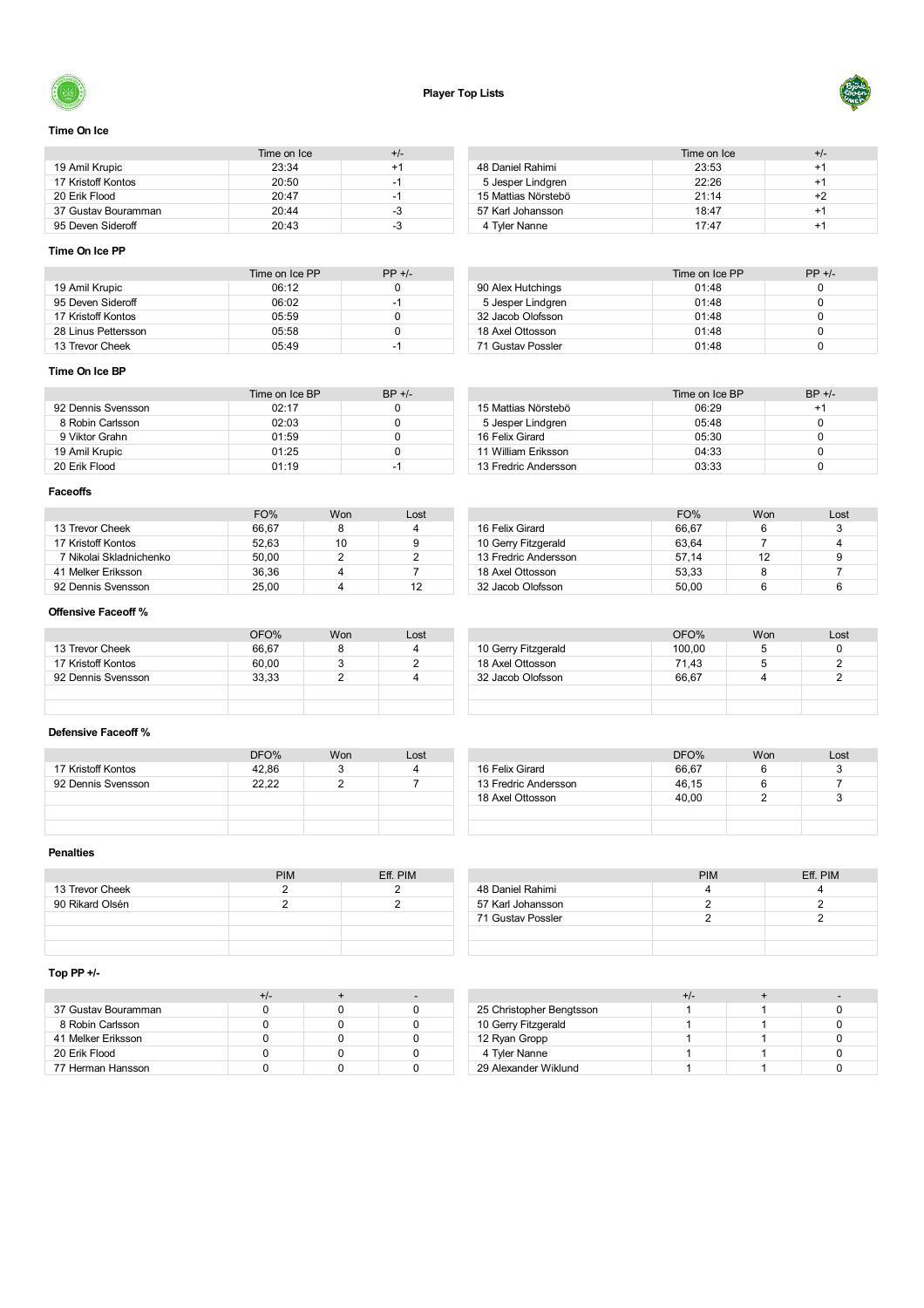# Player Top Lists

## Time On Ice

| | Time on Ice | +/- |
|---|---|---|
| 19 Amil Krupic | 23:34 | +1 |
| 17 Kristoff Kontos | 20:50 | -1 |
| 20 Erik Flood | 20:47 | -1 |
| 37 Gustav Bouramman | 20:44 | -3 |
| 95 Deven Sideroff | 20:43 | -3 |

| | Time on Ice | +/- |
|---|---|---|
| 48 Daniel Rahimi | 23:53 | +1 |
| 5 Jesper Lindgren | 22:26 | +1 |
| 15 Mattias Nörstebö | 21:14 | +2 |
| 57 Karl Johansson | 18:47 | +1 |
| 4 Tyler Nanne | 17:47 | +1 |

## Time On Ice PP

| | Time on Ice PP | PP +/- |
|---|---|---|
| 19 Amil Krupic | 06:12 | 0 |
| 95 Deven Sideroff | 06:02 | -1 |
| 17 Kristoff Kontos | 05:59 | 0 |
| 28 Linus Pettersson | 05:58 | 0 |
| 13 Trevor Cheek | 05:49 | -1 |

| | Time on Ice PP | PP +/- |
|---|---|---|
| 90 Alex Hutchings | 01:48 | 0 |
| 5 Jesper Lindgren | 01:48 | 0 |
| 32 Jacob Olofsson | 01:48 | 0 |
| 18 Axel Ottosson | 01:48 | 0 |
| 71 Gustav Possler | 01:48 | 0 |

## Time On Ice BP

| | Time on Ice BP | BP +/- |
|---|---|---|
| 92 Dennis Svensson | 02:17 | 0 |
| 8 Robin Carlsson | 02:03 | 0 |
| 9 Viktor Grahn | 01:59 | 0 |
| 19 Amil Krupic | 01:25 | 0 |
| 20 Erik Flood | 01:19 | -1 |

| | Time on Ice BP | BP +/- |
|---|---|---|
| 15 Mattias Nörstebö | 06:29 | +1 |
| 5 Jesper Lindgren | 05:48 | 0 |
| 16 Felix Girard | 05:30 | 0 |
| 11 William Eriksson | 04:33 | 0 |
| 13 Fredric Andersson | 03:33 | 0 |

## Faceoffs

| | FO% | Won | Lost |
|---|---|---|---|
| 13 Trevor Cheek | 66,67 | 8 | 4 |
| 17 Kristoff Kontos | 52,63 | 10 | 9 |
| 7 Nikolai Skladnichenko | 50,00 | 2 | 2 |
| 41 Melker Eriksson | 36,36 | 4 | 7 |
| 92 Dennis Svensson | 25,00 | 4 | 12 |

| | FO% | Won | Lost |
|---|---|---|---|
| 16 Felix Girard | 66,67 | 6 | 3 |
| 10 Gerry Fitzgerald | 63,64 | 7 | 4 |
| 13 Fredric Andersson | 57,14 | 12 | 9 |
| 18 Axel Ottosson | 53,33 | 8 | 7 |
| 32 Jacob Olofsson | 50,00 | 6 | 6 |

## Offensive Faceoff %

| | OFO% | Won | Lost |
|---|---|---|---|
| 13 Trevor Cheek | 66,67 | 8 | 4 |
| 17 Kristoff Kontos | 60,00 | 3 | 2 |
| 92 Dennis Svensson | 33,33 | 2 | 4 |

| | OFO% | Won | Lost |
|---|---|---|---|
| 10 Gerry Fitzgerald | 100,00 | 5 | 0 |
| 18 Axel Ottosson | 71,43 | 5 | 2 |
| 32 Jacob Olofsson | 66,67 | 4 | 2 |

## Defensive Faceoff %

| | DFO% | Won | Lost |
|---|---|---|---|
| 17 Kristoff Kontos | 42,86 | 3 | 4 |
| 92 Dennis Svensson | 22,22 | 2 | 7 |

| | DFO% | Won | Lost |
|---|---|---|---|
| 16 Felix Girard | 66,67 | 6 | 3 |
| 13 Fredric Andersson | 46,15 | 6 | 7 |
| 18 Axel Ottosson | 40,00 | 2 | 3 |

## Penalties

| | PIM | Eff. PIM |
|---|---|---|
| 13 Trevor Cheek | 2 | 2 |
| 90 Rikard Olsén | 2 | 2 |

| | PIM | Eff. PIM |
|---|---|---|
| 48 Daniel Rahimi | 4 | 4 |
| 57 Karl Johansson | 2 | 2 |
| 71 Gustav Possler | 2 | 2 |

## Top PP +/-

| | +/- | + | - |
|---|---|---|---|
| 37 Gustav Bouramman | 0 | 0 | 0 |
| 8 Robin Carlsson | 0 | 0 | 0 |
| 41 Melker Eriksson | 0 | 0 | 0 |
| 20 Erik Flood | 0 | 0 | 0 |
| 77 Herman Hansson | 0 | 0 | 0 |

| | +/- | + | - |
|---|---|---|---|
| 25 Christopher Bengtsson | 1 | 1 | 0 |
| 10 Gerry Fitzgerald | 1 | 1 | 0 |
| 12 Ryan Gropp | 1 | 1 | 0 |
| 4 Tyler Nanne | 1 | 1 | 0 |
| 29 Alexander Wiklund | 1 | 1 | 0 |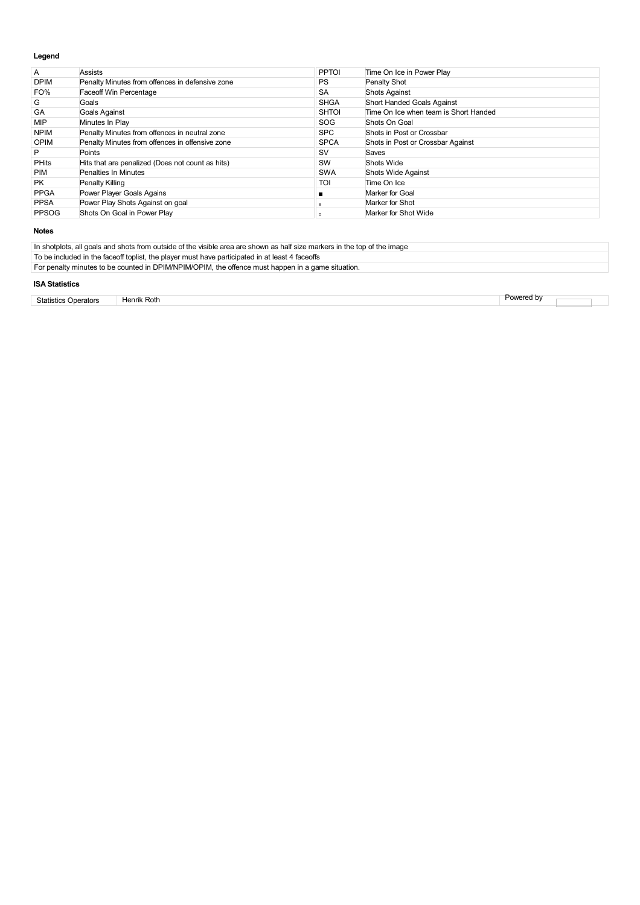### Legend

| | | | |
|---|---|---|---|
| A | Assists | PPTOI | Time On Ice in Power Play |
| DPIM | Penalty Minutes from offences in defensive zone | PS | Penalty Shot |
| FO% | Faceoff Win Percentage | SA | Shots Against |
| G | Goals | SHGA | Short Handed Goals Against |
| GA | Goals Against | SHTOI | Time On Ice when team is Short Handed |
| MIP | Minutes In Play | SOG | Shots On Goal |
| NPIM | Penalty Minutes from offences in neutral zone | SPC | Shots in Post or Crossbar |
| OPIM | Penalty Minutes from offences in offensive zone | SPCA | Shots in Post or Crossbar Against |
| P | Points | SV | Saves |
| PHits | Hits that are penalized (Does not count as hits) | SW | Shots Wide |
| PIM | Penalties In Minutes | SWA | Shots Wide Against |
| PK | Penalty Killing | TOI | Time On Ice |
| PPGA | Power Player Goals Agains | ■ | Marker for Goal |
| PPSA | Power Play Shots Against on goal | ▪ | Marker for Shot |
| PPSOG | Shots On Goal in Power Play | ▫ | Marker for Shot Wide |

### Notes

In shotplots, all goals and shots from outside of the visible area are shown as half size markers in the top of the image

To be included in the faceoff toplist, the player must have participated in at least 4 faceoffs

For penalty minutes to be counted in DPIM/NPIM/OPIM, the offence must happen in a game situation.

### ISA Statistics

| | | |
|---|---|---|
| Statistics Operators | Henrik Roth | Powered by |